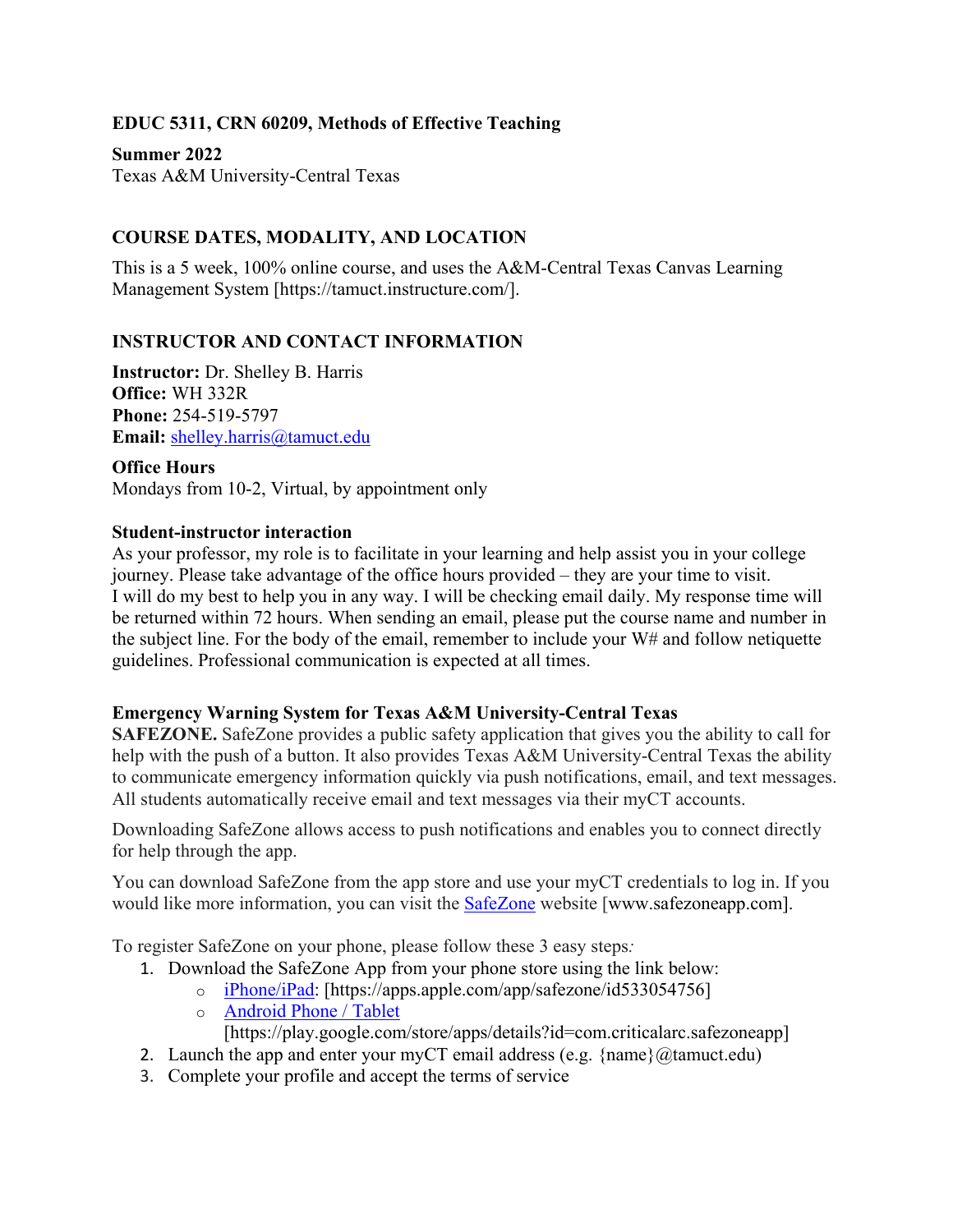**EDUC 5311, CRN 60209, Methods of Effective Teaching**

**Summer 2022**
Texas A&M University-Central Texas

## COURSE DATES, MODALITY, AND LOCATION

This is a 5 week, 100% online course, and uses the A&M-Central Texas Canvas Learning Management System [https://tamuct.instructure.com/].

## INSTRUCTOR AND CONTACT INFORMATION

**Instructor:** Dr. Shelley B. Harris
**Office:** WH 332R
**Phone:** 254-519-5797
**Email:** [shelley.harris@tamuct.edu](mailto:shelley.harris@tamuct.edu)

### Office Hours

Mondays from 10-2, Virtual, by appointment only

### Student-instructor interaction

As your professor, my role is to facilitate in your learning and help assist you in your college journey. Please take advantage of the office hours provided – they are your time to visit. I will do my best to help you in any way. I will be checking email daily. My response time will be returned within 72 hours. When sending an email, please put the course name and number in the subject line. For the body of the email, remember to include your W# and follow netiquette guidelines. Professional communication is expected at all times.

### Emergency Warning System for Texas A&M University-Central Texas

**SAFEZONE.** SafeZone provides a public safety application that gives you the ability to call for help with the push of a button. It also provides Texas A&M University-Central Texas the ability to communicate emergency information quickly via push notifications, email, and text messages. All students automatically receive email and text messages via their myCT accounts.

Downloading SafeZone allows access to push notifications and enables you to connect directly for help through the app.

You can download SafeZone from the app store and use your myCT credentials to log in. If you would like more information, you can visit the SafeZone website [www.safezoneapp.com].

To register SafeZone on your phone, please follow these 3 easy steps*:*

1. Download the SafeZone App from your phone store using the link below:
   - iPhone/iPad: [https://apps.apple.com/app/safezone/id533054756]
   - Android Phone / Tablet [https://play.google.com/store/apps/details?id=com.criticalarc.safezoneapp]
2. Launch the app and enter your myCT email address (e.g. {name}@tamuct.edu)
3. Complete your profile and accept the terms of service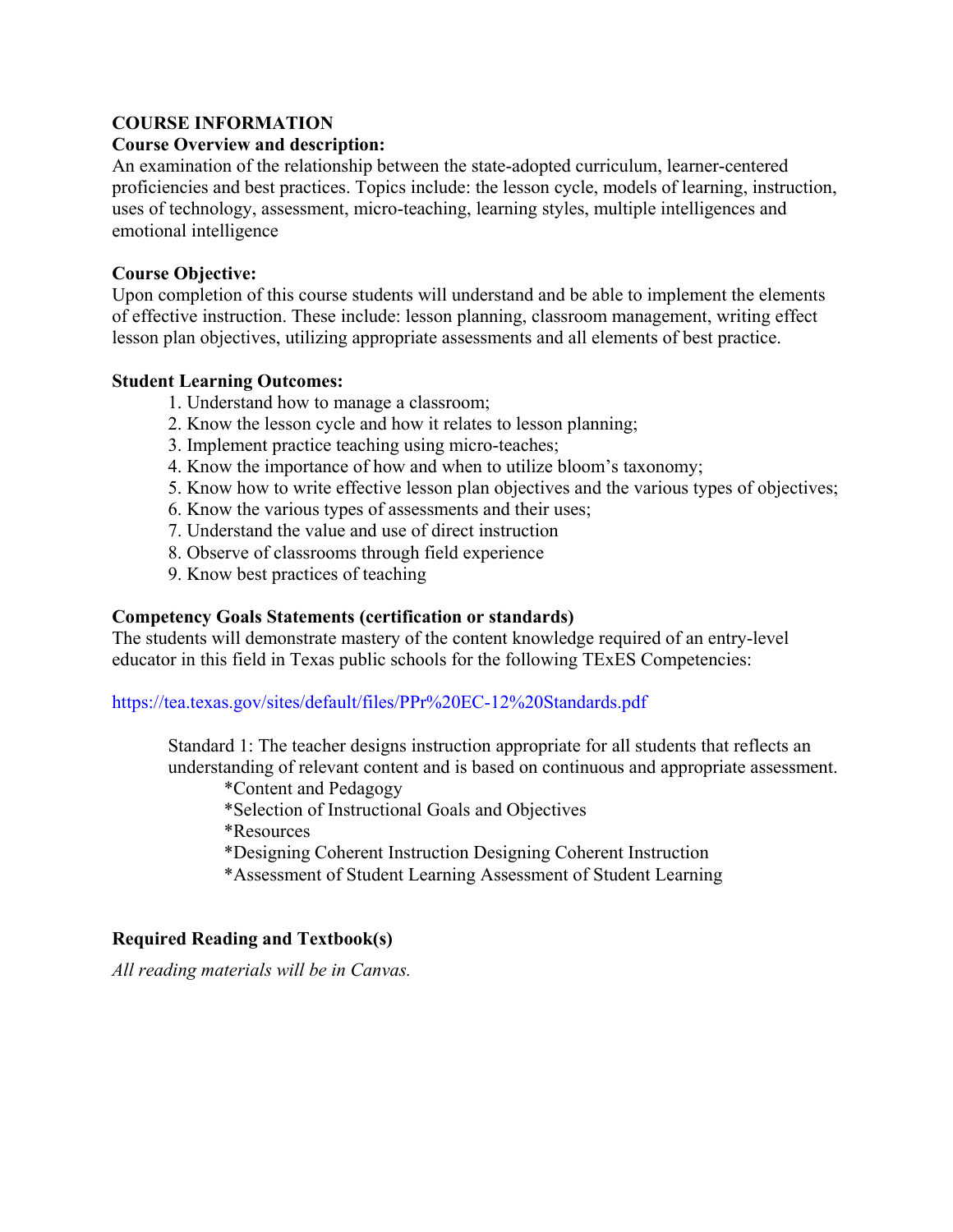## COURSE INFORMATION

### Course Overview and description:

An examination of the relationship between the state-adopted curriculum, learner-centered proficiencies and best practices. Topics include: the lesson cycle, models of learning, instruction, uses of technology, assessment, micro-teaching, learning styles, multiple intelligences and emotional intelligence

### Course Objective:

Upon completion of this course students will understand and be able to implement the elements of effective instruction. These include: lesson planning, classroom management, writing effect lesson plan objectives, utilizing appropriate assessments and all elements of best practice.

### Student Learning Outcomes:

1. Understand how to manage a classroom;
2. Know the lesson cycle and how it relates to lesson planning;
3. Implement practice teaching using micro-teaches;
4. Know the importance of how and when to utilize bloom's taxonomy;
5. Know how to write effective lesson plan objectives and the various types of objectives;
6. Know the various types of assessments and their uses;
7. Understand the value and use of direct instruction
8. Observe of classrooms through field experience
9. Know best practices of teaching

### Competency Goals Statements (certification or standards)

The students will demonstrate mastery of the content knowledge required of an entry-level educator in this field in Texas public schools for the following TExES Competencies:

https://tea.texas.gov/sites/default/files/PPr%20EC-12%20Standards.pdf

Standard 1: The teacher designs instruction appropriate for all students that reflects an understanding of relevant content and is based on continuous and appropriate assessment.

*Content and Pedagogy
*Selection of Instructional Goals and Objectives
*Resources
*Designing Coherent Instruction Designing Coherent Instruction
*Assessment of Student Learning Assessment of Student Learning

### Required Reading and Textbook(s)

*All reading materials will be in Canvas.*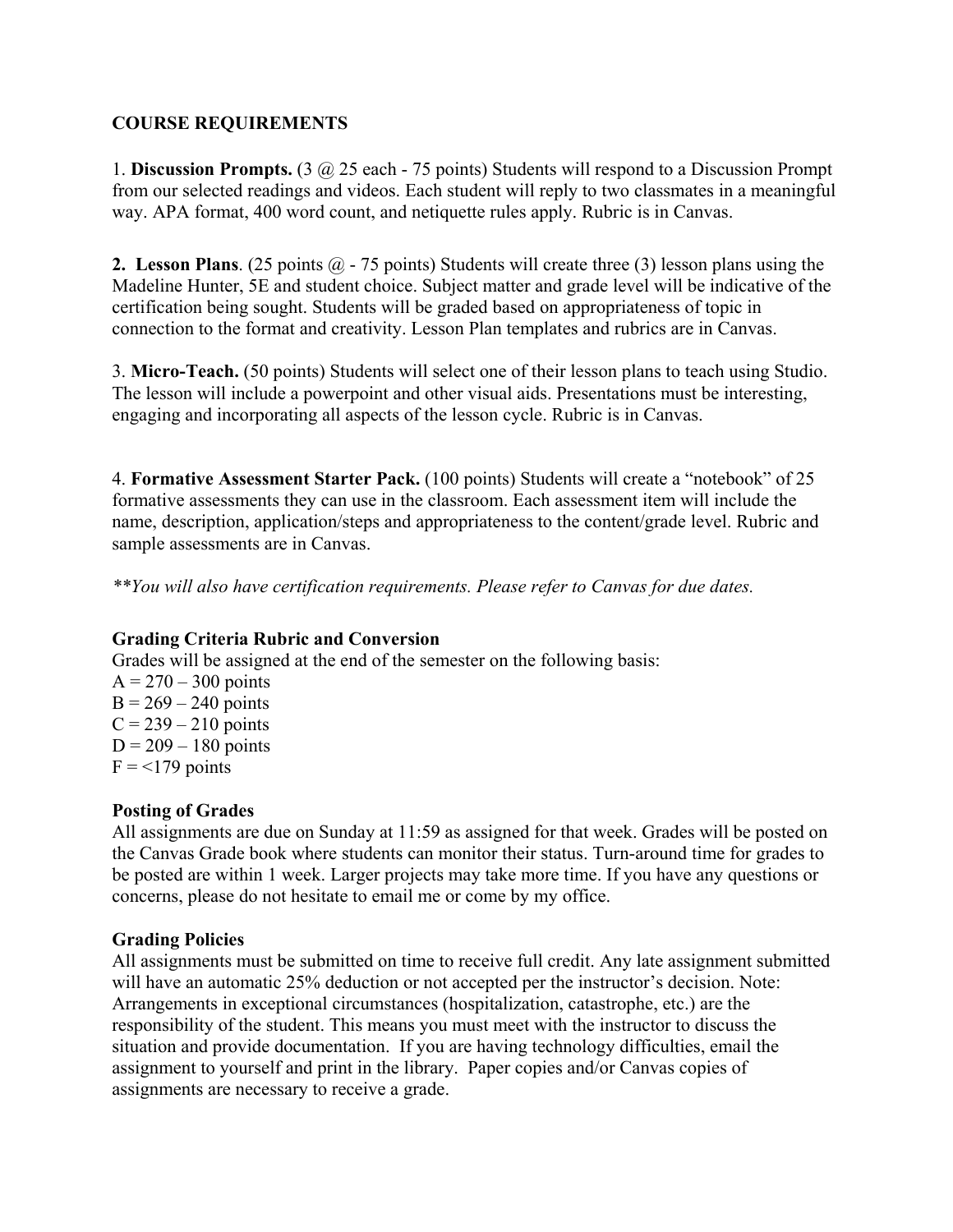**COURSE REQUIREMENTS**

1. **Discussion Prompts.** (3 @ 25 each - 75 points) Students will respond to a Discussion Prompt from our selected readings and videos. Each student will reply to two classmates in a meaningful way. APA format, 400 word count, and netiquette rules apply. Rubric is in Canvas.

**2. Lesson Plans**. (25 points @ - 75 points) Students will create three (3) lesson plans using the Madeline Hunter, 5E and student choice. Subject matter and grade level will be indicative of the certification being sought. Students will be graded based on appropriateness of topic in connection to the format and creativity. Lesson Plan templates and rubrics are in Canvas.

3. **Micro-Teach.** (50 points) Students will select one of their lesson plans to teach using Studio. The lesson will include a powerpoint and other visual aids. Presentations must be interesting, engaging and incorporating all aspects of the lesson cycle. Rubric is in Canvas.

4. **Formative Assessment Starter Pack.** (100 points) Students will create a "notebook" of 25 formative assessments they can use in the classroom. Each assessment item will include the name, description, application/steps and appropriateness to the content/grade level. Rubric and sample assessments are in Canvas.

*\*\*You will also have certification requirements. Please refer to Canvas for due dates.*

**Grading Criteria Rubric and Conversion**

Grades will be assigned at the end of the semester on the following basis:

A = 270 – 300 points
B = 269 – 240 points
C = 239 – 210 points
D = 209 – 180 points
F = <179 points

**Posting of Grades**

All assignments are due on Sunday at 11:59 as assigned for that week. Grades will be posted on the Canvas Grade book where students can monitor their status. Turn-around time for grades to be posted are within 1 week. Larger projects may take more time. If you have any questions or concerns, please do not hesitate to email me or come by my office.

**Grading Policies**

All assignments must be submitted on time to receive full credit. Any late assignment submitted will have an automatic 25% deduction or not accepted per the instructor's decision. Note: Arrangements in exceptional circumstances (hospitalization, catastrophe, etc.) are the responsibility of the student. This means you must meet with the instructor to discuss the situation and provide documentation. If you are having technology difficulties, email the assignment to yourself and print in the library. Paper copies and/or Canvas copies of assignments are necessary to receive a grade.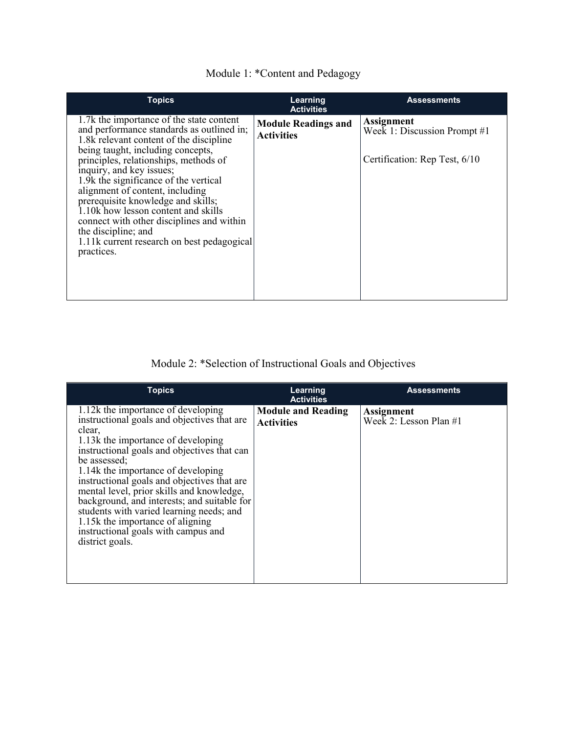## Module 1: *Content and Pedagogy

| Topics | Learning Activities | Assessments |
|---|---|---|
| 1.7k the importance of the state content and performance standards as outlined in;<br>1.8k relevant content of the discipline being taught, including concepts, principles, relationships, methods of inquiry, and key issues;<br>1.9k the significance of the vertical alignment of content, including prerequisite knowledge and skills;<br>1.10k how lesson content and skills connect with other disciplines and within the discipline; and<br>1.11k current research on best pedagogical practices. | **Module Readings and Activities** | **Assignment**<br>Week 1: Discussion Prompt #1<br><br>Certification: Rep Test, 6/10 |

## Module 2: *Selection of Instructional Goals and Objectives

| Topics | Learning Activities | Assessments |
|---|---|---|
| 1.12k the importance of developing instructional goals and objectives that are clear,<br>1.13k the importance of developing instructional goals and objectives that can be assessed;<br>1.14k the importance of developing instructional goals and objectives that are mental level, prior skills and knowledge, background, and interests; and suitable for students with varied learning needs; and<br>1.15k the importance of aligning instructional goals with campus and district goals. | **Module and Reading Activities** | **Assignment**<br>Week 2: Lesson Plan #1 |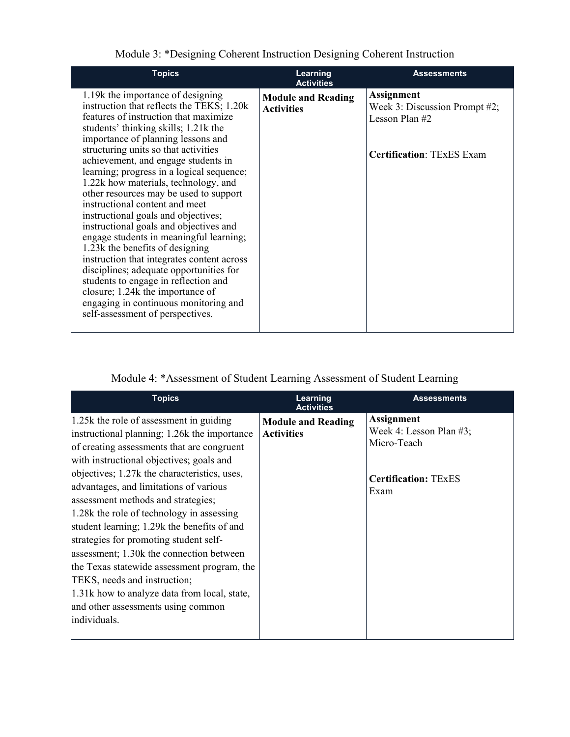Module 3: *Designing Coherent Instruction Designing Coherent Instruction

| Topics | Learning Activities | Assessments |
|---|---|---|
| 1.19k the importance of designing instruction that reflects the TEKS; 1.20k features of instruction that maximize students' thinking skills; 1.21k the importance of planning lessons and structuring units so that activities achievement, and engage students in learning; progress in a logical sequence; 1.22k how materials, technology, and other resources may be used to support instructional content and meet instructional goals and objectives; instructional goals and objectives and engage students in meaningful learning; 1.23k the benefits of designing instruction that integrates content across disciplines; adequate opportunities for students to engage in reflection and closure; 1.24k the importance of engaging in continuous monitoring and self-assessment of perspectives. | **Module and Reading Activities** | **Assignment** Week 3: Discussion Prompt #2; Lesson Plan #2 <br><br> **Certification**: TExES Exam |

Module 4: *Assessment of Student Learning Assessment of Student Learning

| Topics | Learning Activities | Assessments |
|---|---|---|
| 1.25k the role of assessment in guiding instructional planning; 1.26k the importance of creating assessments that are congruent with instructional objectives; goals and objectives; 1.27k the characteristics, uses, advantages, and limitations of various assessment methods and strategies; 1.28k the role of technology in assessing student learning; 1.29k the benefits of and strategies for promoting student self-assessment; 1.30k the connection between the Texas statewide assessment program, the TEKS, needs and instruction; 1.31k how to analyze data from local, state, and other assessments using common individuals. | **Module and Reading Activities** | **Assignment** Week 4: Lesson Plan #3; Micro-Teach <br><br> **Certification:** TExES Exam |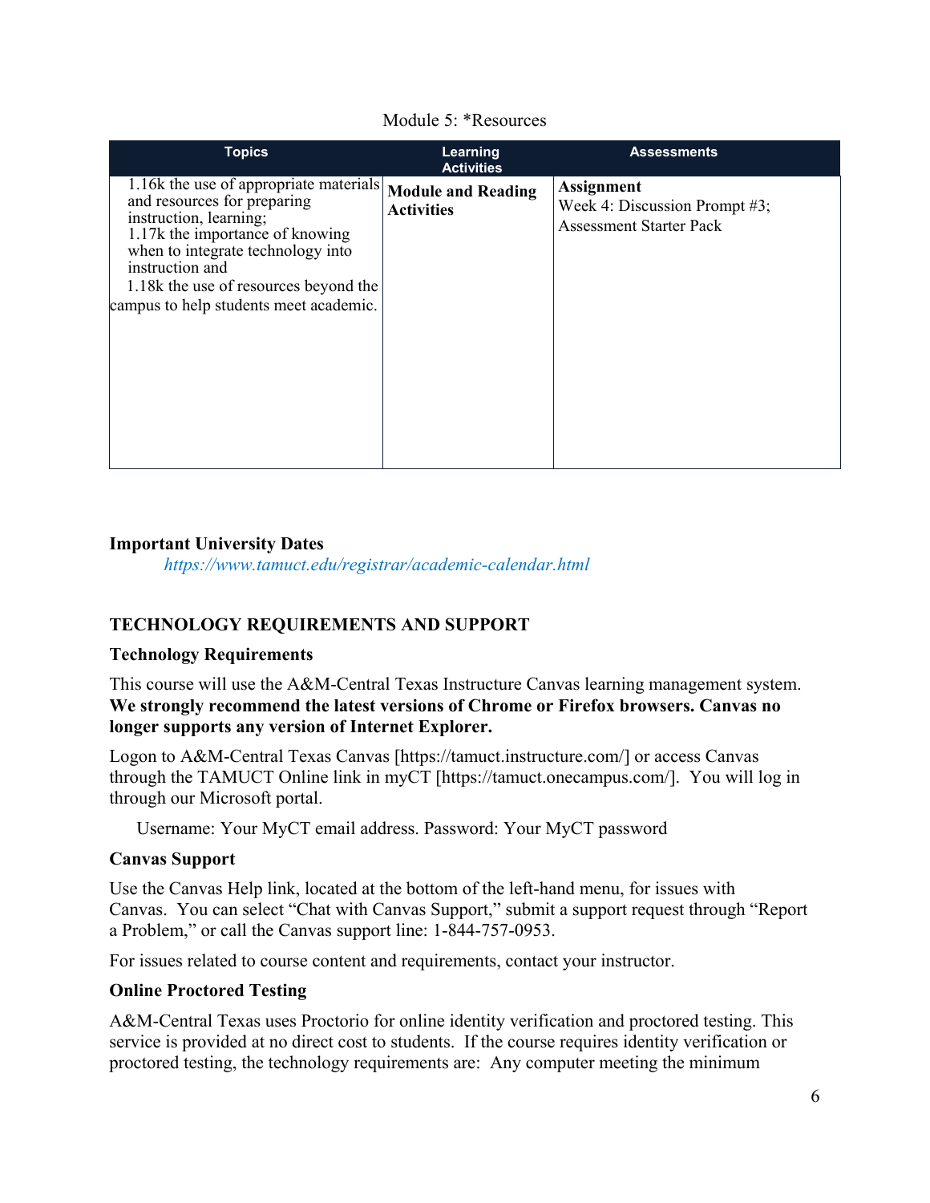Module 5: *Resources

| Topics | Learning Activities | Assessments |
| --- | --- | --- |
| 1.16k the use of appropriate materials and resources for preparing instruction, learning; 1.17k the importance of knowing when to integrate technology into instruction and 1.18k the use of resources beyond the campus to help students meet academic. | **Module and Reading Activities** | **Assignment** Week 4: Discussion Prompt #3; Assessment Starter Pack |

**Important University Dates**

*https://www.tamuct.edu/registrar/academic-calendar.html*

## TECHNOLOGY REQUIREMENTS AND SUPPORT

### Technology Requirements

This course will use the A&M-Central Texas Instructure Canvas learning management system. **We strongly recommend the latest versions of Chrome or Firefox browsers. Canvas no longer supports any version of Internet Explorer.**

Logon to A&M-Central Texas Canvas [https://tamuct.instructure.com/] or access Canvas through the TAMUCT Online link in myCT [https://tamuct.onecampus.com/]. You will log in through our Microsoft portal.

Username: Your MyCT email address. Password: Your MyCT password

### Canvas Support

Use the Canvas Help link, located at the bottom of the left-hand menu, for issues with Canvas. You can select "Chat with Canvas Support," submit a support request through "Report a Problem," or call the Canvas support line: 1-844-757-0953.

For issues related to course content and requirements, contact your instructor.

### Online Proctored Testing

A&M-Central Texas uses Proctorio for online identity verification and proctored testing. This service is provided at no direct cost to students. If the course requires identity verification or proctored testing, the technology requirements are: Any computer meeting the minimum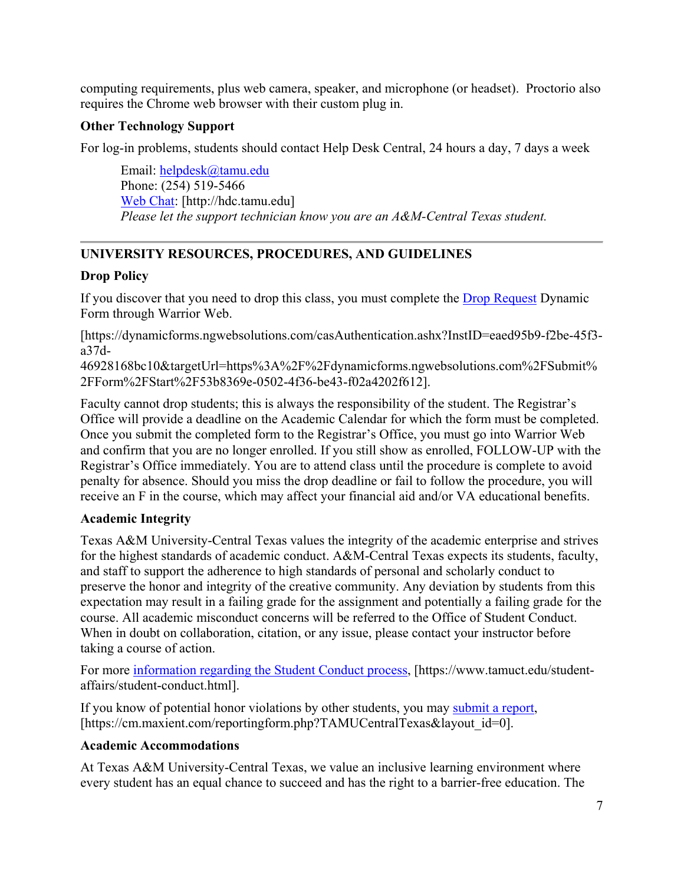computing requirements, plus web camera, speaker, and microphone (or headset). Proctorio also requires the Chrome web browser with their custom plug in.

**Other Technology Support**

For log-in problems, students should contact Help Desk Central, 24 hours a day, 7 days a week

> Email: helpdesk@tamu.edu
> Phone: (254) 519-5466
> Web Chat: [http://hdc.tamu.edu]
> *Please let the support technician know you are an A&M-Central Texas student.*

---

## UNIVERSITY RESOURCES, PROCEDURES, AND GUIDELINES

**Drop Policy**

If you discover that you need to drop this class, you must complete the Drop Request Dynamic Form through Warrior Web.

[https://dynamicforms.ngwebsolutions.com/casAuthentication.ashx?InstID=eaed95b9-f2be-45f3-a37d-46928168bc10&targetUrl=https%3A%2F%2Fdynamicforms.ngwebsolutions.com%2FSubmit%2FForm%2FStart%2F53b8369e-0502-4f36-be43-f02a4202f612].

Faculty cannot drop students; this is always the responsibility of the student. The Registrar's Office will provide a deadline on the Academic Calendar for which the form must be completed. Once you submit the completed form to the Registrar's Office, you must go into Warrior Web and confirm that you are no longer enrolled. If you still show as enrolled, FOLLOW-UP with the Registrar's Office immediately. You are to attend class until the procedure is complete to avoid penalty for absence. Should you miss the drop deadline or fail to follow the procedure, you will receive an F in the course, which may affect your financial aid and/or VA educational benefits.

**Academic Integrity**

Texas A&M University-Central Texas values the integrity of the academic enterprise and strives for the highest standards of academic conduct. A&M-Central Texas expects its students, faculty, and staff to support the adherence to high standards of personal and scholarly conduct to preserve the honor and integrity of the creative community. Any deviation by students from this expectation may result in a failing grade for the assignment and potentially a failing grade for the course. All academic misconduct concerns will be referred to the Office of Student Conduct. When in doubt on collaboration, citation, or any issue, please contact your instructor before taking a course of action.

For more information regarding the Student Conduct process, [https://www.tamuct.edu/student-affairs/student-conduct.html].

If you know of potential honor violations by other students, you may submit a report, [https://cm.maxient.com/reportingform.php?TAMUCentralTexas&layout_id=0].

**Academic Accommodations**

At Texas A&M University-Central Texas, we value an inclusive learning environment where every student has an equal chance to succeed and has the right to a barrier-free education. The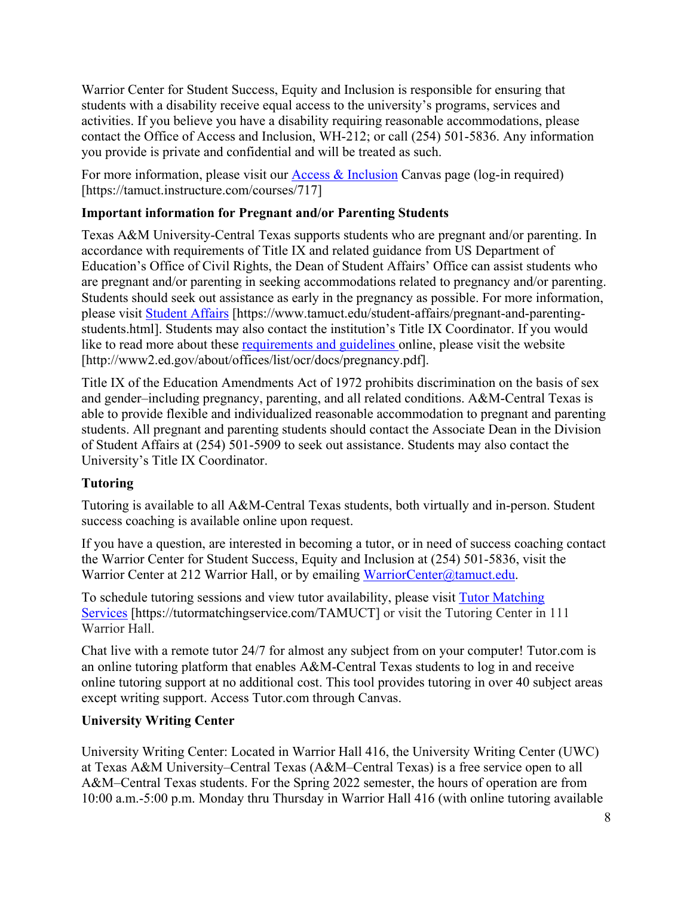Warrior Center for Student Success, Equity and Inclusion is responsible for ensuring that students with a disability receive equal access to the university's programs, services and activities. If you believe you have a disability requiring reasonable accommodations, please contact the Office of Access and Inclusion, WH-212; or call (254) 501-5836. Any information you provide is private and confidential and will be treated as such.

For more information, please visit our Access & Inclusion Canvas page (log-in required) [https://tamuct.instructure.com/courses/717]

**Important information for Pregnant and/or Parenting Students**

Texas A&M University-Central Texas supports students who are pregnant and/or parenting. In accordance with requirements of Title IX and related guidance from US Department of Education's Office of Civil Rights, the Dean of Student Affairs' Office can assist students who are pregnant and/or parenting in seeking accommodations related to pregnancy and/or parenting. Students should seek out assistance as early in the pregnancy as possible. For more information, please visit Student Affairs [https://www.tamuct.edu/student-affairs/pregnant-and-parenting-students.html]. Students may also contact the institution's Title IX Coordinator. If you would like to read more about these requirements and guidelines online, please visit the website [http://www2.ed.gov/about/offices/list/ocr/docs/pregnancy.pdf].

Title IX of the Education Amendments Act of 1972 prohibits discrimination on the basis of sex and gender–including pregnancy, parenting, and all related conditions. A&M-Central Texas is able to provide flexible and individualized reasonable accommodation to pregnant and parenting students. All pregnant and parenting students should contact the Associate Dean in the Division of Student Affairs at (254) 501-5909 to seek out assistance. Students may also contact the University's Title IX Coordinator.

**Tutoring**

Tutoring is available to all A&M-Central Texas students, both virtually and in-person. Student success coaching is available online upon request.

If you have a question, are interested in becoming a tutor, or in need of success coaching contact the Warrior Center for Student Success, Equity and Inclusion at (254) 501-5836, visit the Warrior Center at 212 Warrior Hall, or by emailing WarriorCenter@tamuct.edu.

To schedule tutoring sessions and view tutor availability, please visit Tutor Matching Services [https://tutormatchingservice.com/TAMUCT] or visit the Tutoring Center in 111 Warrior Hall.

Chat live with a remote tutor 24/7 for almost any subject from on your computer! Tutor.com is an online tutoring platform that enables A&M-Central Texas students to log in and receive online tutoring support at no additional cost. This tool provides tutoring in over 40 subject areas except writing support. Access Tutor.com through Canvas.

**University Writing Center**

University Writing Center: Located in Warrior Hall 416, the University Writing Center (UWC) at Texas A&M University–Central Texas (A&M–Central Texas) is a free service open to all A&M–Central Texas students. For the Spring 2022 semester, the hours of operation are from 10:00 a.m.-5:00 p.m. Monday thru Thursday in Warrior Hall 416 (with online tutoring available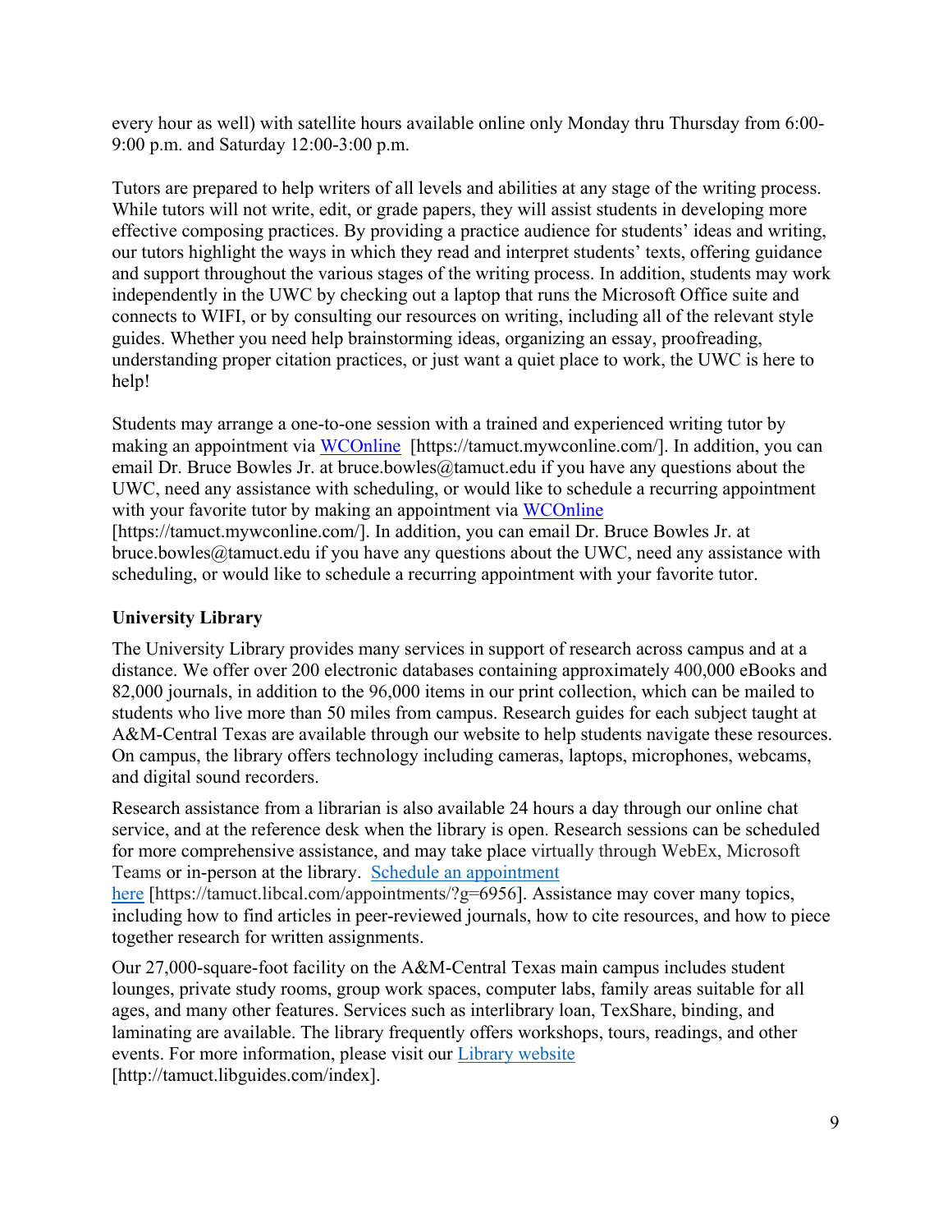every hour as well) with satellite hours available online only Monday thru Thursday from 6:00-9:00 p.m. and Saturday 12:00-3:00 p.m.

Tutors are prepared to help writers of all levels and abilities at any stage of the writing process. While tutors will not write, edit, or grade papers, they will assist students in developing more effective composing practices. By providing a practice audience for students' ideas and writing, our tutors highlight the ways in which they read and interpret students' texts, offering guidance and support throughout the various stages of the writing process. In addition, students may work independently in the UWC by checking out a laptop that runs the Microsoft Office suite and connects to WIFI, or by consulting our resources on writing, including all of the relevant style guides. Whether you need help brainstorming ideas, organizing an essay, proofreading, understanding proper citation practices, or just want a quiet place to work, the UWC is here to help!

Students may arrange a one-to-one session with a trained and experienced writing tutor by making an appointment via WCOnline [https://tamuct.mywconline.com/]. In addition, you can email Dr. Bruce Bowles Jr. at bruce.bowles@tamuct.edu if you have any questions about the UWC, need any assistance with scheduling, or would like to schedule a recurring appointment with your favorite tutor by making an appointment via WCOnline [https://tamuct.mywconline.com/]. In addition, you can email Dr. Bruce Bowles Jr. at bruce.bowles@tamuct.edu if you have any questions about the UWC, need any assistance with scheduling, or would like to schedule a recurring appointment with your favorite tutor.

**University Library**

The University Library provides many services in support of research across campus and at a distance. We offer over 200 electronic databases containing approximately 400,000 eBooks and 82,000 journals, in addition to the 96,000 items in our print collection, which can be mailed to students who live more than 50 miles from campus. Research guides for each subject taught at A&M-Central Texas are available through our website to help students navigate these resources. On campus, the library offers technology including cameras, laptops, microphones, webcams, and digital sound recorders.

Research assistance from a librarian is also available 24 hours a day through our online chat service, and at the reference desk when the library is open. Research sessions can be scheduled for more comprehensive assistance, and may take place virtually through WebEx, Microsoft Teams or in-person at the library. Schedule an appointment here [https://tamuct.libcal.com/appointments/?g=6956]. Assistance may cover many topics, including how to find articles in peer-reviewed journals, how to cite resources, and how to piece together research for written assignments.

Our 27,000-square-foot facility on the A&M-Central Texas main campus includes student lounges, private study rooms, group work spaces, computer labs, family areas suitable for all ages, and many other features. Services such as interlibrary loan, TexShare, binding, and laminating are available. The library frequently offers workshops, tours, readings, and other events. For more information, please visit our Library website [http://tamuct.libguides.com/index].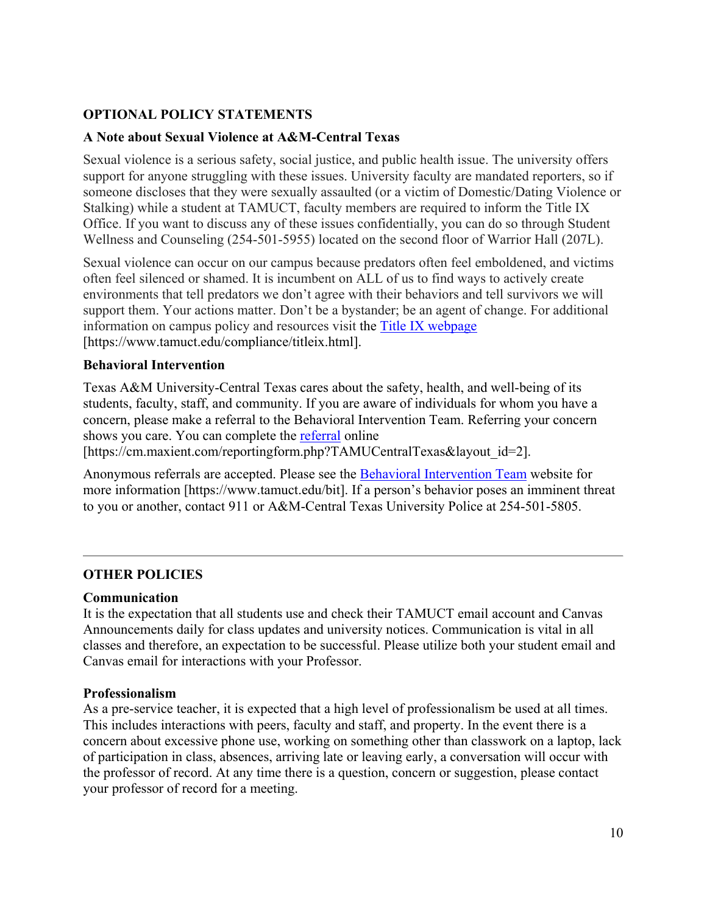## OPTIONAL POLICY STATEMENTS

### A Note about Sexual Violence at A&M-Central Texas

Sexual violence is a serious safety, social justice, and public health issue. The university offers support for anyone struggling with these issues. University faculty are mandated reporters, so if someone discloses that they were sexually assaulted (or a victim of Domestic/Dating Violence or Stalking) while a student at TAMUCT, faculty members are required to inform the Title IX Office. If you want to discuss any of these issues confidentially, you can do so through Student Wellness and Counseling (254-501-5955) located on the second floor of Warrior Hall (207L).

Sexual violence can occur on our campus because predators often feel emboldened, and victims often feel silenced or shamed. It is incumbent on ALL of us to find ways to actively create environments that tell predators we don't agree with their behaviors and tell survivors we will support them. Your actions matter. Don't be a bystander; be an agent of change. For additional information on campus policy and resources visit the [Title IX webpage](https://www.tamuct.edu/compliance/titleix.html) [https://www.tamuct.edu/compliance/titleix.html].

### Behavioral Intervention

Texas A&M University-Central Texas cares about the safety, health, and well-being of its students, faculty, staff, and community. If you are aware of individuals for whom you have a concern, please make a referral to the Behavioral Intervention Team. Referring your concern shows you care. You can complete the [referral](https://cm.maxient.com/reportingform.php?TAMUCentralTexas&layout_id=2) online [https://cm.maxient.com/reportingform.php?TAMUCentralTexas&layout_id=2].

Anonymous referrals are accepted. Please see the [Behavioral Intervention Team](https://www.tamuct.edu/bit) website for more information [https://www.tamuct.edu/bit]. If a person's behavior poses an imminent threat to you or another, contact 911 or A&M-Central Texas University Police at 254-501-5805.

---

## OTHER POLICIES

### Communication

It is the expectation that all students use and check their TAMUCT email account and Canvas Announcements daily for class updates and university notices. Communication is vital in all classes and therefore, an expectation to be successful. Please utilize both your student email and Canvas email for interactions with your Professor.

### Professionalism

As a pre-service teacher, it is expected that a high level of professionalism be used at all times. This includes interactions with peers, faculty and staff, and property. In the event there is a concern about excessive phone use, working on something other than classwork on a laptop, lack of participation in class, absences, arriving late or leaving early, a conversation will occur with the professor of record. At any time there is a question, concern or suggestion, please contact your professor of record for a meeting.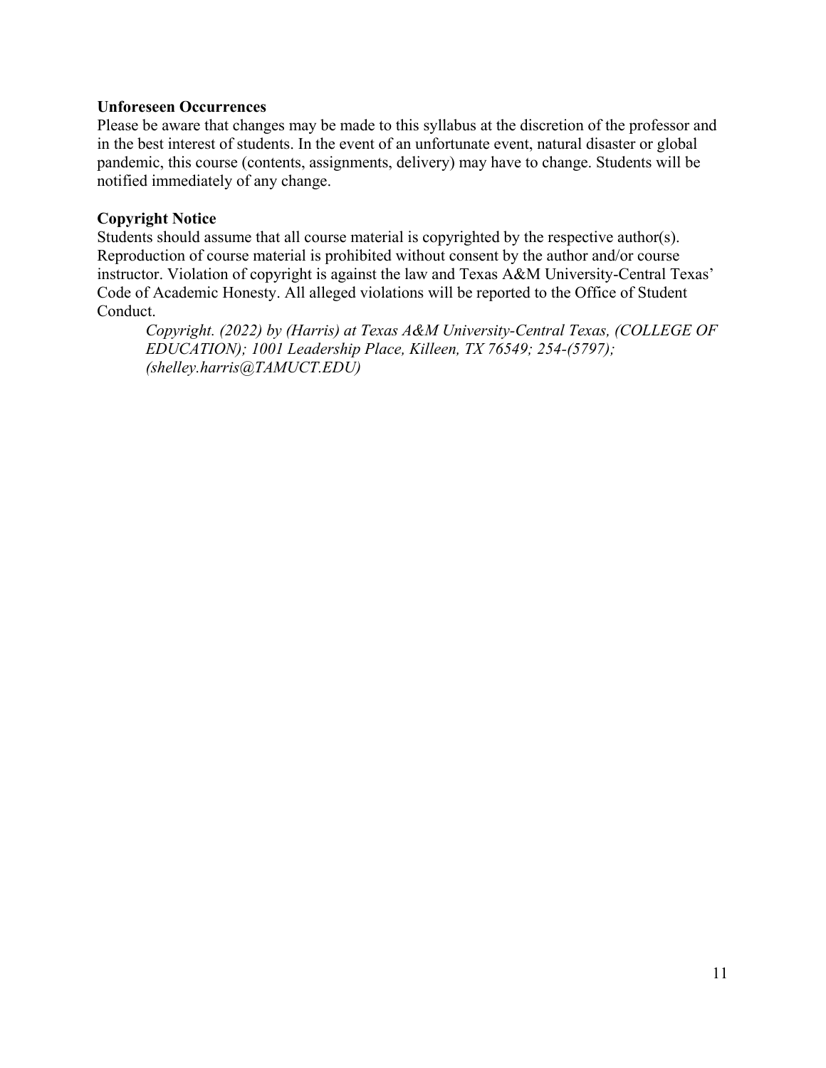**Unforeseen Occurrences**

Please be aware that changes may be made to this syllabus at the discretion of the professor and in the best interest of students. In the event of an unfortunate event, natural disaster or global pandemic, this course (contents, assignments, delivery) may have to change. Students will be notified immediately of any change.

**Copyright Notice**

Students should assume that all course material is copyrighted by the respective author(s). Reproduction of course material is prohibited without consent by the author and/or course instructor. Violation of copyright is against the law and Texas A&M University-Central Texas' Code of Academic Honesty. All alleged violations will be reported to the Office of Student Conduct.

> *Copyright. (2022) by (Harris) at Texas A&M University-Central Texas, (COLLEGE OF EDUCATION); 1001 Leadership Place, Killeen, TX 76549; 254-(5797); (shelley.harris@TAMUCT.EDU)*